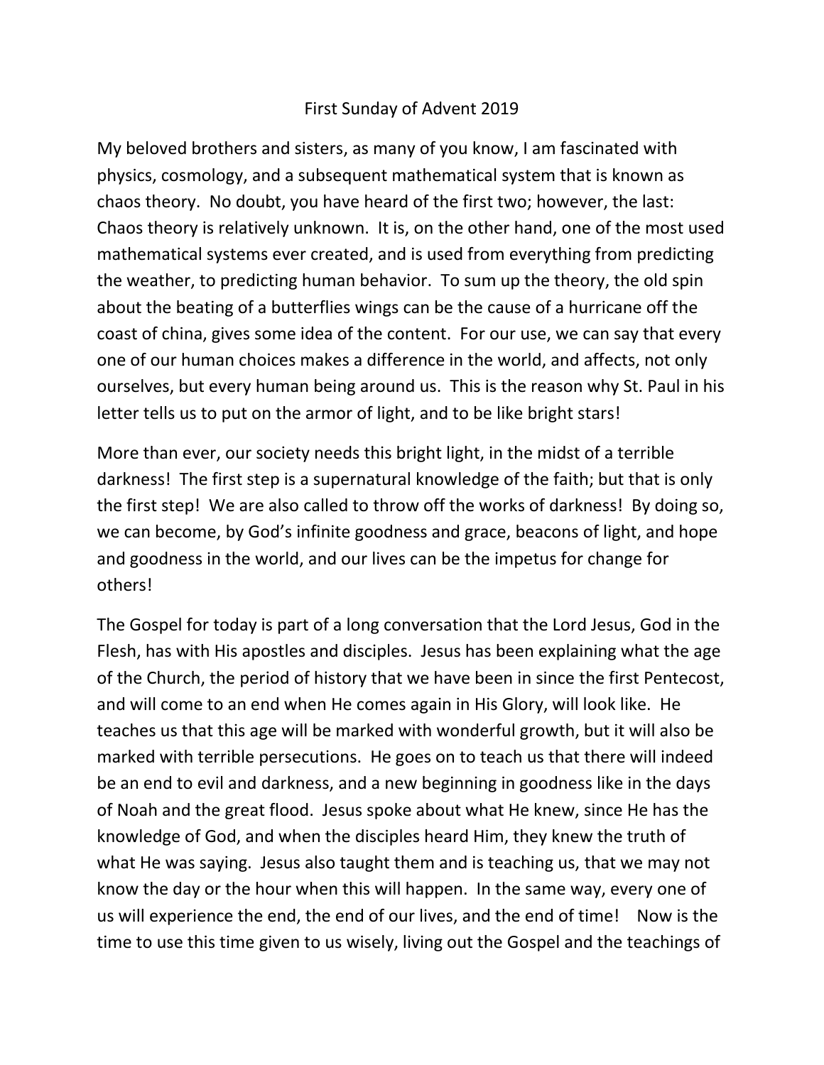# First Sunday of Advent 2019

My beloved brothers and sisters, as many of you know, I am fascinated with physics, cosmology, and a subsequent mathematical system that is known as chaos theory. No doubt, you have heard of the first two; however, the last: Chaos theory is relatively unknown. It is, on the other hand, one of the most used mathematical systems ever created, and is used from everything from predicting the weather, to predicting human behavior. To sum up the theory, the old spin about the beating of a butterflies wings can be the cause of a hurricane off the coast of china, gives some idea of the content. For our use, we can say that every one of our human choices makes a difference in the world, and affects, not only ourselves, but every human being around us. This is the reason why St. Paul in his letter tells us to put on the armor of light, and to be like bright stars!

More than ever, our society needs this bright light, in the midst of a terrible darkness! The first step is a supernatural knowledge of the faith; but that is only the first step! We are also called to throw off the works of darkness! By doing so, we can become, by God's infinite goodness and grace, beacons of light, and hope and goodness in the world, and our lives can be the impetus for change for others!

The Gospel for today is part of a long conversation that the Lord Jesus, God in the Flesh, has with His apostles and disciples. Jesus has been explaining what the age of the Church, the period of history that we have been in since the first Pentecost, and will come to an end when He comes again in His Glory, will look like. He teaches us that this age will be marked with wonderful growth, but it will also be marked with terrible persecutions. He goes on to teach us that there will indeed be an end to evil and darkness, and a new beginning in goodness like in the days of Noah and the great flood. Jesus spoke about what He knew, since He has the knowledge of God, and when the disciples heard Him, they knew the truth of what He was saying. Jesus also taught them and is teaching us, that we may not know the day or the hour when this will happen. In the same way, every one of us will experience the end, the end of our lives, and the end of time! Now is the time to use this time given to us wisely, living out the Gospel and the teachings of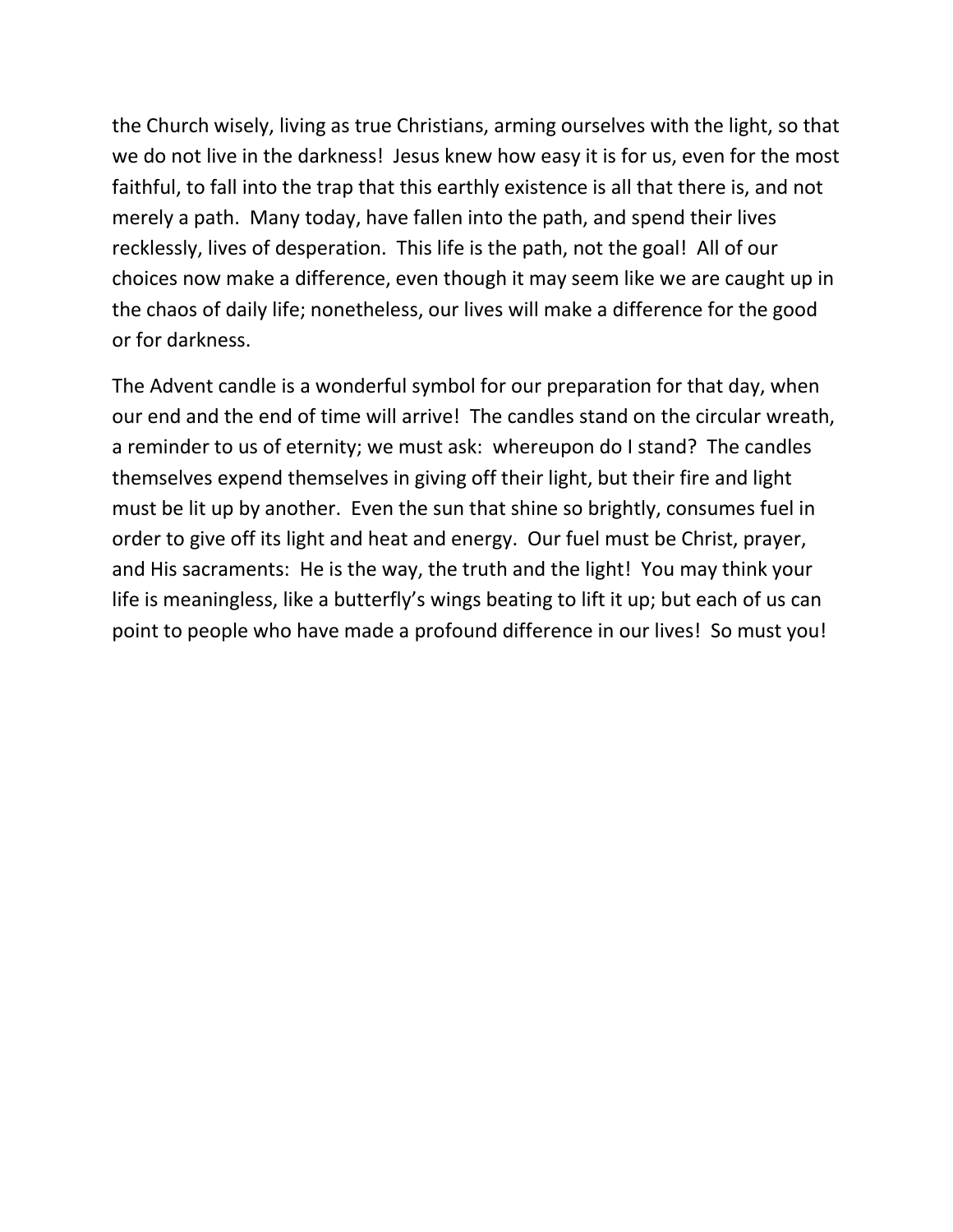the Church wisely, living as true Christians, arming ourselves with the light, so that we do not live in the darkness! Jesus knew how easy it is for us, even for the most faithful, to fall into the trap that this earthly existence is all that there is, and not merely a path. Many today, have fallen into the path, and spend their lives recklessly, lives of desperation. This life is the path, not the goal! All of our choices now make a difference, even though it may seem like we are caught up in the chaos of daily life; nonetheless, our lives will make a difference for the good or for darkness.

The Advent candle is a wonderful symbol for our preparation for that day, when our end and the end of time will arrive! The candles stand on the circular wreath, a reminder to us of eternity; we must ask: whereupon do I stand? The candles themselves expend themselves in giving off their light, but their fire and light must be lit up by another. Even the sun that shine so brightly, consumes fuel in order to give off its light and heat and energy. Our fuel must be Christ, prayer, and His sacraments: He is the way, the truth and the light! You may think your life is meaningless, like a butterfly's wings beating to lift it up; but each of us can point to people who have made a profound difference in our lives! So must you!